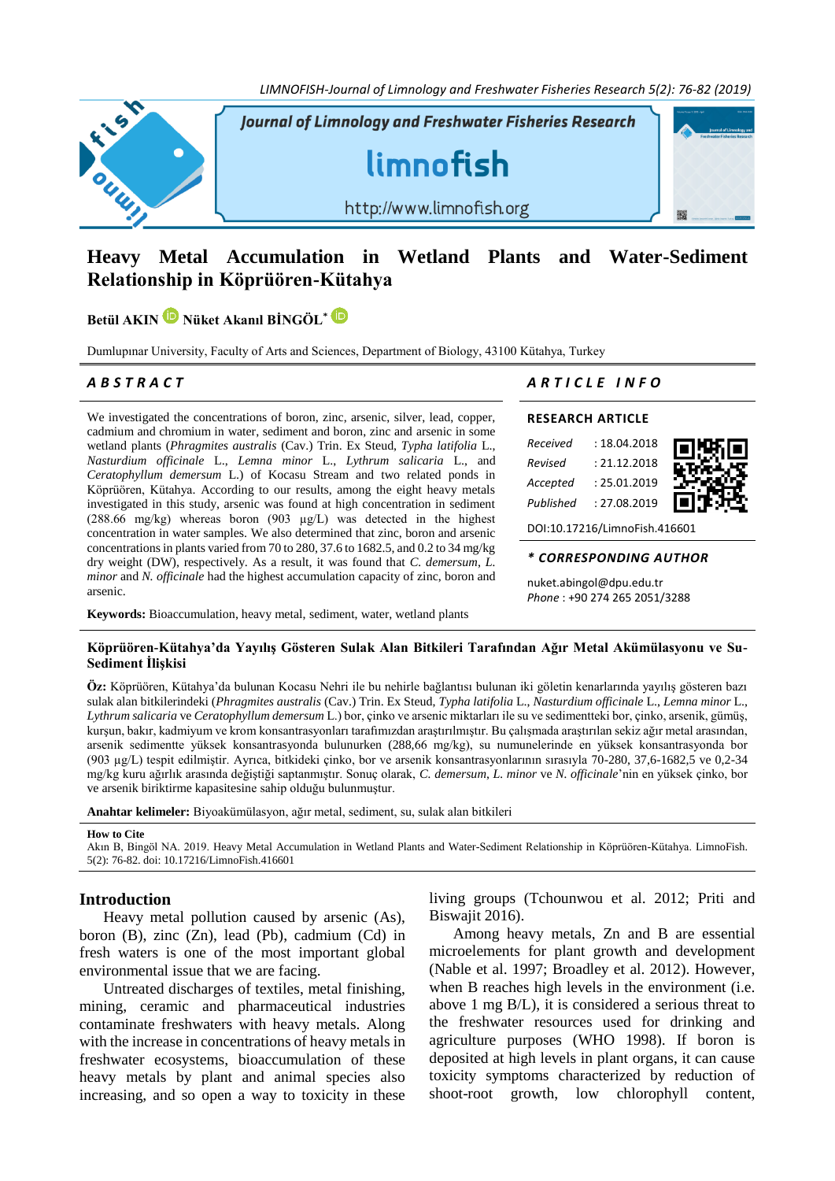# Heavy Metal Accumulation in Wetland Plants and Water-Sediment Relationship in Köprüören-Kütahya

**Betül AKIN** **Nüket Akanıl BİNGÖL***

Dumlupınar University, Faculty of Arts and Sciences, Department of Biology, 43100 Kütahya, Turkey

## ABSTRACT

We investigated the concentrations of boron, zinc, arsenic, silver, lead, copper, cadmium and chromium in water, sediment and boron, zinc and arsenic in some wetland plants (*Phragmites australis* (Cav.) Trin. Ex Steud, *Typha latifolia* L., *Nasturdium officinale* L., *Lemna minor* L., *Lythrum salicaria* L., and *Ceratophyllum demersum* L.) of Kocasu Stream and two related ponds in Köprüören, Kütahya. According to our results, among the eight heavy metals investigated in this study, arsenic was found at high concentration in sediment (288.66 mg/kg) whereas boron (903 µg/L) was detected in the highest concentration in water samples. We also determined that zinc, boron and arsenic concentrations in plants varied from 70 to 280, 37.6 to 1682.5, and 0.2 to 34 mg/kg dry weight (DW), respectively. As a result, it was found that *C. demersum*, *L. minor* and *N. officinale* had the highest accumulation capacity of zinc, boron and arsenic.

**Keywords:** Bioaccumulation, heavy metal, sediment, water, wetland plants

## ARTICLE INFO

**RESEARCH ARTICLE**

*Received* : 18.04.2018
*Revised* : 21.12.2018
*Accepted* : 25.01.2019
*Published* : 27.08.2019

DOI:10.17216/LimnoFish.416601

**\* CORRESPONDING AUTHOR**

nuket.abingol@dpu.edu.tr
Phone : +90 274 265 2051/3288

## Köprüören-Kütahya'da Yayılış Gösteren Sulak Alan Bitkileri Tarafından Ağır Metal Akümülasyonu ve Su-Sediment İlişkisi

**Öz:** Köprüören, Kütahya'da bulunan Kocasu Nehri ile bu nehirle bağlantısı bulunan iki göletin kenarlarında yayılış gösteren bazı sulak alan bitkilerindeki (*Phragmites australis* (Cav.) Trin. Ex Steud, *Typha latifolia* L., *Nasturdium officinale* L., *Lemna minor* L., *Lythrum salicaria* ve *Ceratophyllum demersum* L.) bor, çinko ve arsenic miktarları ile su ve sedimentteki bor, çinko, arsenik, gümüş, kurşun, bakır, kadmiyum ve krom konsantrasyonları tarafımızdan araştırılmıştır. Bu çalışmada araştırılan sekiz ağır metal arasından, arsenik sedimentte yüksek konsantrasyonda bulunurken (288,66 mg/kg), su numunelerinde en yüksek konsantrasyonda bor (903 µg/L) tespit edilmiştir. Ayrıca, bitkideki çinko, bor ve arsenik konsantrasyonlarının sırasıyla 70-280, 37,6-1682,5 ve 0,2-34 mg/kg kuru ağırlık arasında değiştiği saptanmıştır. Sonuç olarak, *C. demersum*, *L. minor* ve *N. officinale*'nin en yüksek çinko, bor ve arsenik biriktirme kapasitesine sahip olduğu bulunmuştur.

**Anahtar kelimeler:** Biyoakümülasyon, ağır metal, sediment, su, sulak alan bitkileri

**How to Cite**
Akın B, Bingöl NA. 2019. Heavy Metal Accumulation in Wetland Plants and Water-Sediment Relationship in Köprüören-Kütahya. LimnoFish. 5(2): 76-82. doi: 10.17216/LimnoFish.416601

## Introduction

Heavy metal pollution caused by arsenic (As), boron (B), zinc (Zn), lead (Pb), cadmium (Cd) in fresh waters is one of the most important global environmental issue that we are facing.

Untreated discharges of textiles, metal finishing, mining, ceramic and pharmaceutical industries contaminate freshwaters with heavy metals. Along with the increase in concentrations of heavy metals in freshwater ecosystems, bioaccumulation of these heavy metals by plant and animal species also increasing, and so open a way to toxicity in these living groups (Tchounwou et al. 2012; Priti and Biswajit 2016).

Among heavy metals, Zn and B are essential microelements for plant growth and development (Nable et al. 1997; Broadley et al. 2012). However, when B reaches high levels in the environment (i.e. above 1 mg B/L), it is considered a serious threat to the freshwater resources used for drinking and agriculture purposes (WHO 1998). If boron is deposited at high levels in plant organs, it can cause toxicity symptoms characterized by reduction of shoot-root growth, low chlorophyll content,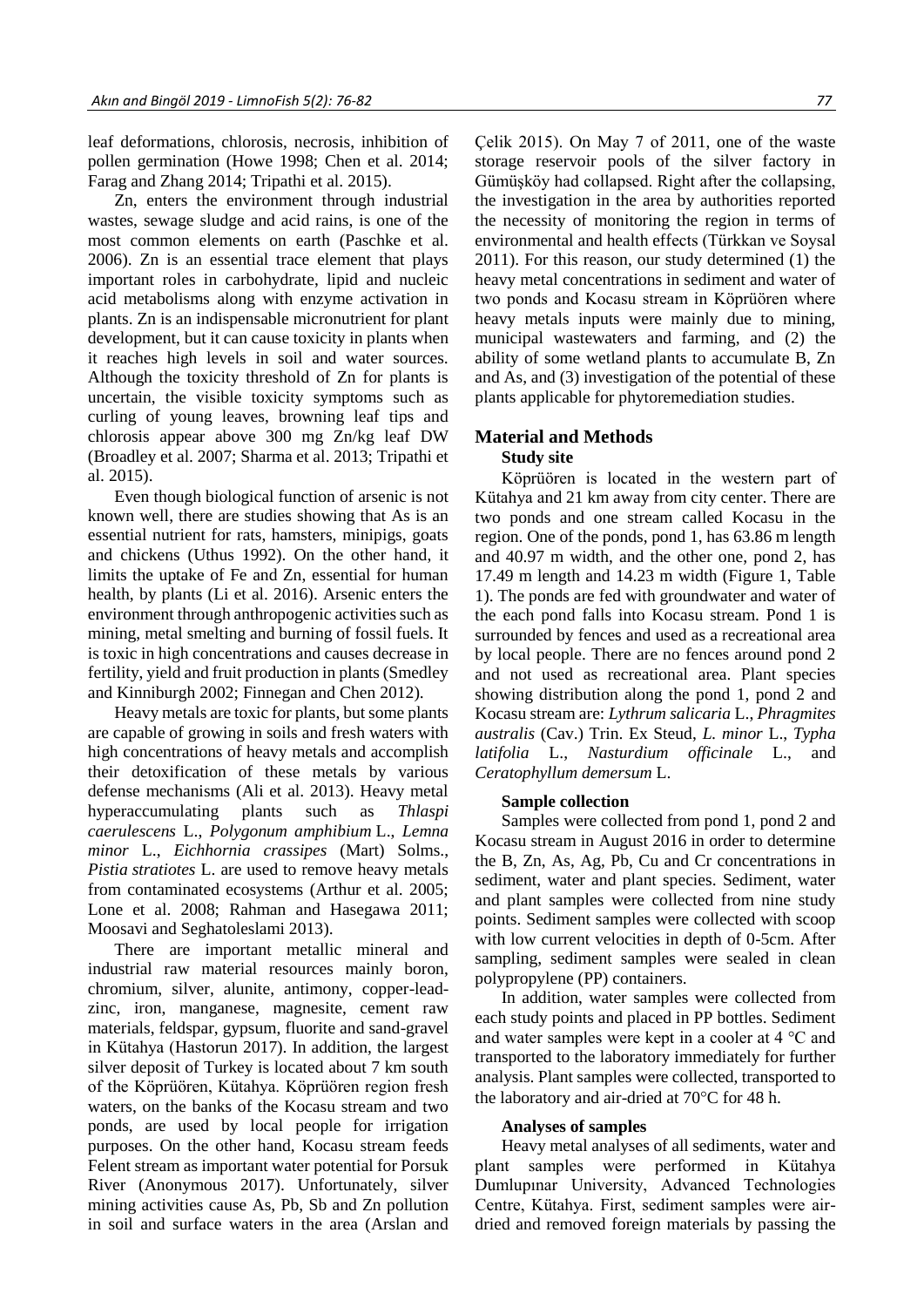leaf deformations, chlorosis, necrosis, inhibition of pollen germination (Howe 1998; Chen et al. 2014; Farag and Zhang 2014; Tripathi et al. 2015).

Zn, enters the environment through industrial wastes, sewage sludge and acid rains, is one of the most common elements on earth (Paschke et al. 2006). Zn is an essential trace element that plays important roles in carbohydrate, lipid and nucleic acid metabolisms along with enzyme activation in plants. Zn is an indispensable micronutrient for plant development, but it can cause toxicity in plants when it reaches high levels in soil and water sources. Although the toxicity threshold of Zn for plants is uncertain, the visible toxicity symptoms such as curling of young leaves, browning leaf tips and chlorosis appear above 300 mg Zn/kg leaf DW (Broadley et al. 2007; Sharma et al. 2013; Tripathi et al. 2015).

Even though biological function of arsenic is not known well, there are studies showing that As is an essential nutrient for rats, hamsters, minipigs, goats and chickens (Uthus 1992). On the other hand, it limits the uptake of Fe and Zn, essential for human health, by plants (Li et al. 2016). Arsenic enters the environment through anthropogenic activities such as mining, metal smelting and burning of fossil fuels. It is toxic in high concentrations and causes decrease in fertility, yield and fruit production in plants (Smedley and Kinniburgh 2002; Finnegan and Chen 2012).

Heavy metals are toxic for plants, but some plants are capable of growing in soils and fresh waters with high concentrations of heavy metals and accomplish their detoxification of these metals by various defense mechanisms (Ali et al. 2013). Heavy metal hyperaccumulating plants such as *Thlaspi caerulescens* L., *Polygonum amphibium* L., *Lemna minor* L., *Eichhornia crassipes* (Mart) Solms., *Pistia stratiotes* L. are used to remove heavy metals from contaminated ecosystems (Arthur et al. 2005; Lone et al. 2008; Rahman and Hasegawa 2011; Moosavi and Seghatoleslami 2013).

There are important metallic mineral and industrial raw material resources mainly boron, chromium, silver, alunite, antimony, copper-lead-zinc, iron, manganese, magnesite, cement raw materials, feldspar, gypsum, fluorite and sand-gravel in Kütahya (Hastorun 2017). In addition, the largest silver deposit of Turkey is located about 7 km south of the Köprüören, Kütahya. Köprüören region fresh waters, on the banks of the Kocasu stream and two ponds, are used by local people for irrigation purposes. On the other hand, Kocasu stream feeds Felent stream as important water potential for Porsuk River (Anonymous 2017). Unfortunately, silver mining activities cause As, Pb, Sb and Zn pollution in soil and surface waters in the area (Arslan and Çelik 2015). On May 7 of 2011, one of the waste storage reservoir pools of the silver factory in Gümüşköy had collapsed. Right after the collapsing, the investigation in the area by authorities reported the necessity of monitoring the region in terms of environmental and health effects (Türkkan ve Soysal 2011). For this reason, our study determined (1) the heavy metal concentrations in sediment and water of two ponds and Kocasu stream in Köprüören where heavy metals inputs were mainly due to mining, municipal wastewaters and farming, and (2) the ability of some wetland plants to accumulate B, Zn and As, and (3) investigation of the potential of these plants applicable for phytoremediation studies.

## Material and Methods

### Study site

Köprüören is located in the western part of Kütahya and 21 km away from city center. There are two ponds and one stream called Kocasu in the region. One of the ponds, pond 1, has 63.86 m length and 40.97 m width, and the other one, pond 2, has 17.49 m length and 14.23 m width (Figure 1, Table 1). The ponds are fed with groundwater and water of the each pond falls into Kocasu stream. Pond 1 is surrounded by fences and used as a recreational area by local people. There are no fences around pond 2 and not used as recreational area. Plant species showing distribution along the pond 1, pond 2 and Kocasu stream are: *Lythrum salicaria* L., *Phragmites australis* (Cav.) Trin. Ex Steud, *L. minor* L., *Typha latifolia* L., *Nasturdium officinale* L., and *Ceratophyllum demersum* L.

### Sample collection

Samples were collected from pond 1, pond 2 and Kocasu stream in August 2016 in order to determine the B, Zn, As, Ag, Pb, Cu and Cr concentrations in sediment, water and plant species. Sediment, water and plant samples were collected from nine study points. Sediment samples were collected with scoop with low current velocities in depth of 0-5cm. After sampling, sediment samples were sealed in clean polypropylene (PP) containers.

In addition, water samples were collected from each study points and placed in PP bottles. Sediment and water samples were kept in a cooler at 4 °C and transported to the laboratory immediately for further analysis. Plant samples were collected, transported to the laboratory and air-dried at 70°C for 48 h.

### Analyses of samples

Heavy metal analyses of all sediments, water and plant samples were performed in Kütahya Dumlupınar University, Advanced Technologies Centre, Kütahya. First, sediment samples were air-dried and removed foreign materials by passing the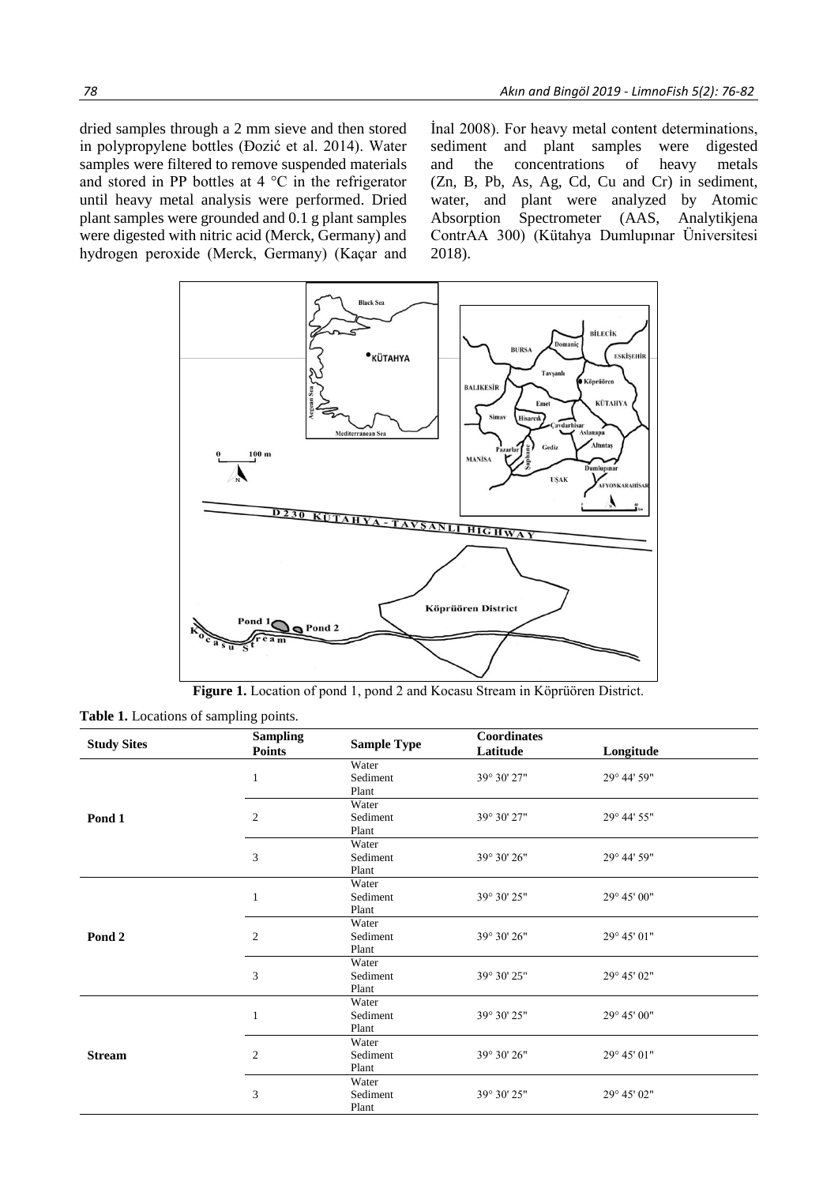dried samples through a 2 mm sieve and then stored in polypropylene bottles (Đozić et al. 2014). Water samples were filtered to remove suspended materials and stored in PP bottles at 4 °C in the refrigerator until heavy metal analysis were performed. Dried plant samples were grounded and 0.1 g plant samples were digested with nitric acid (Merck, Germany) and hydrogen peroxide (Merck, Germany) (Kaçar and İnal 2008). For heavy metal content determinations, sediment and plant samples were digested and the concentrations of heavy metals (Zn, B, Pb, As, Ag, Cd, Cu and Cr) in sediment, water, and plant were analyzed by Atomic Absorption Spectrometer (AAS, Analytikjena ContrAA 300) (Kütahya Dumlupınar Üniversitesi 2018).

**Figure 1.** Location of pond 1, pond 2 and Kocasu Stream in Köprüören District.

**Table 1.** Locations of sampling points.

| Study Sites | Sampling Points | Sample Type | Coordinates Latitude | Longitude |
|---|---|---|---|---|
| Pond 1 | 1 | Water<br>Sediment<br>Plant | 39° 30' 27" | 29° 44' 59" |
| | 2 | Water<br>Sediment<br>Plant | 39° 30' 27" | 29° 44' 55" |
| | 3 | Water<br>Sediment<br>Plant | 39° 30' 26" | 29° 44' 59" |
| Pond 2 | 1 | Water<br>Sediment<br>Plant | 39° 30' 25" | 29° 45' 00" |
| | 2 | Water<br>Sediment<br>Plant | 39° 30' 26" | 29° 45' 01" |
| | 3 | Water<br>Sediment<br>Plant | 39° 30' 25" | 29° 45' 02" |
| Stream | 1 | Water<br>Sediment<br>Plant | 39° 30' 25" | 29° 45' 00" |
| | 2 | Water<br>Sediment<br>Plant | 39° 30' 26" | 29° 45' 01" |
| | 3 | Water<br>Sediment<br>Plant | 39° 30' 25" | 29° 45' 02" |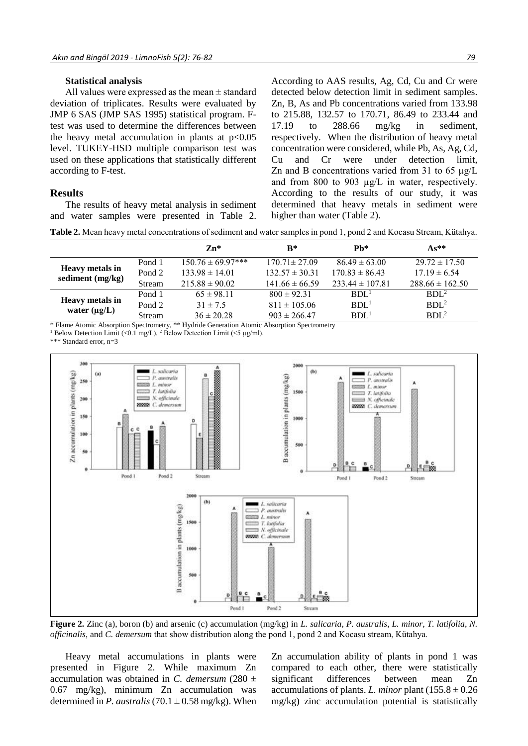**Statistical analysis**

All values were expressed as the mean ± standard deviation of triplicates. Results were evaluated by JMP 6 SAS (JMP SAS 1995) statistical program. F-test was used to determine the differences between the heavy metal accumulation in plants at $p<0.05$ level. TUKEY-HSD multiple comparison test was used on these applications that statistically different according to F-test.

## Results

The results of heavy metal analysis in sediment and water samples were presented in Table 2. According to AAS results, Ag, Cd, Cu and Cr were detected below detection limit in sediment samples. Zn, B, As and Pb concentrations varied from 133.98 to 215.88, 132.57 to 170.71, 86.49 to 233.44 and 17.19 to 288.66 mg/kg in sediment, respectively. When the distribution of heavy metal concentration were considered, while Pb, As, Ag, Cd, Cu and Cr were under detection limit, Zn and B concentrations varied from 31 to 65 µg/L and from 800 to 903 µg/L in water, respectively. According to the results of our study, it was determined that heavy metals in sediment were higher than water (Table 2).

**Table 2.** Mean heavy metal concentrations of sediment and water samples in pond 1, pond 2 and Kocasu Stream, Kütahya.

| | | Zn* | B* | Pb* | As** |
|---|---|---|---|---|---|
| **Heavy metals in sediment (mg/kg)** | Pond 1 | 150.76 ± 69.97*** | 170.71± 27.09 | 86.49 ± 63.00 | 29.72 ± 17.50 |
| | Pond 2 | 133.98 ± 14.01 | 132.57 ± 30.31 | 170.83 ± 86.43 | 17.19 ± 6.54 |
| | Stream | 215.88 ± 90.02 | 141.66 ± 66.59 | 233.44 ± 107.81 | 288.66 ± 162.50 |
| **Heavy metals in water (µg/L)** | Pond 1 | 65 ± 98.11 | 800 ± 92.31 | BDL[1] | BDL[2] |
| | Pond 2 | 31 ± 7.5 | 811 ± 105.06 | BDL[1] | BDL[2] |
| | Stream | 36 ± 20.28 | 903 ± 266.47 | BDL[1] | BDL[2] |

\* Flame Atomic Absorption Spectrometry, ** Hydride Generation Atomic Absorption Spectrometry

[1] Below Detection Limit (<0.1 mg/L), [2] Below Detection Limit (<5 µg/ml).

*** Standard error, n=3

**Figure 2.** Zinc (a), boron (b) and arsenic (c) accumulation (mg/kg) in *L. salicaria*, *P. australis*, *L. minor*, *T. latifolia*, *N. officinalis*, and *C. demersum* that show distribution along the pond 1, pond 2 and Kocasu stream, Kütahya.

Heavy metal accumulations in plants were presented in Figure 2. While maximum Zn accumulation was obtained in *C. demersum* (280 ± 0.67 mg/kg), minimum Zn accumulation was determined in *P. australis* (70.1 ± 0.58 mg/kg). When Zn accumulation ability of plants in pond 1 was compared to each other, there were statistically significant differences between mean Zn accumulations of plants. *L. minor* plant (155.8 ± 0.26 mg/kg) zinc accumulation potential is statistically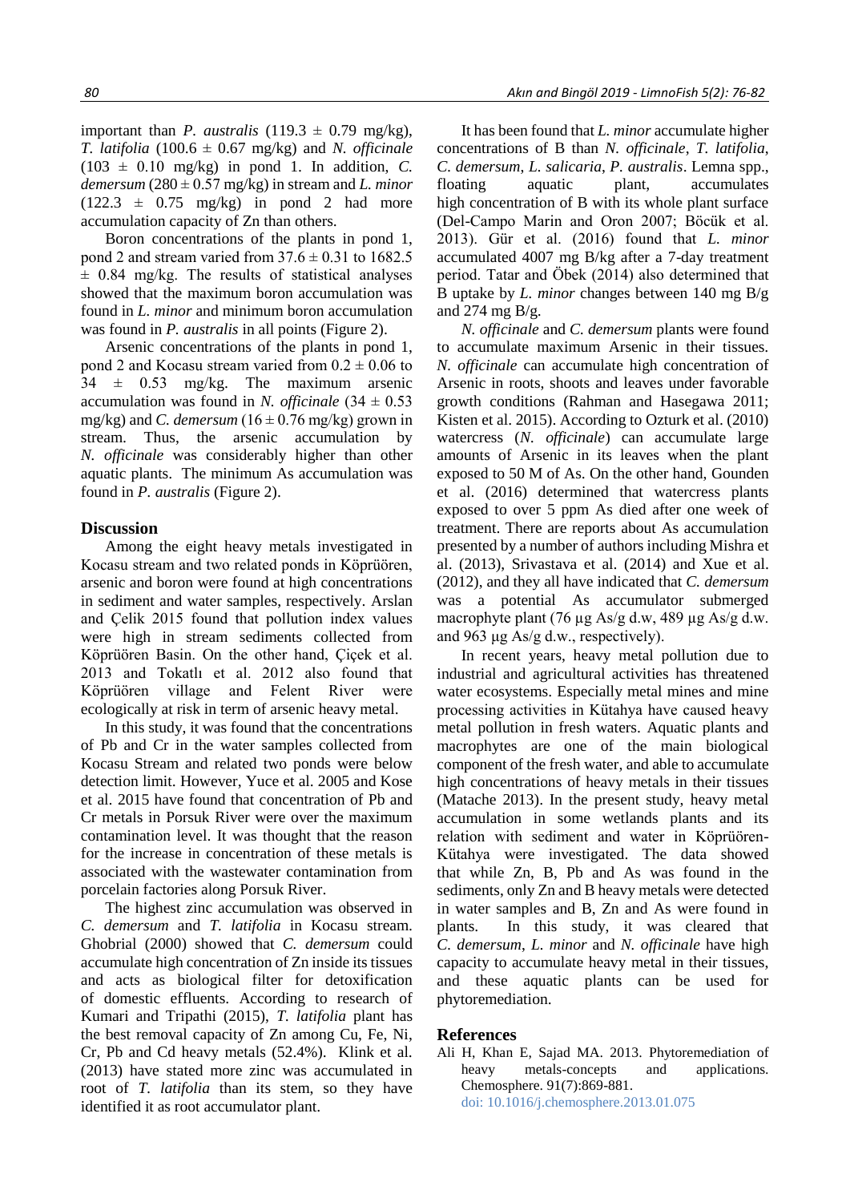important than *P. australis* (119.3 ± 0.79 mg/kg), *T. latifolia* (100.6 ± 0.67 mg/kg) and *N. officinale* (103 ± 0.10 mg/kg) in pond 1. In addition, *C. demersum* (280 ± 0.57 mg/kg) in stream and *L. minor* (122.3 ± 0.75 mg/kg) in pond 2 had more accumulation capacity of Zn than others.

Boron concentrations of the plants in pond 1, pond 2 and stream varied from 37.6 ± 0.31 to 1682.5 ± 0.84 mg/kg. The results of statistical analyses showed that the maximum boron accumulation was found in *L. minor* and minimum boron accumulation was found in *P. australis* in all points (Figure 2).

Arsenic concentrations of the plants in pond 1, pond 2 and Kocasu stream varied from 0.2 ± 0.06 to 34 ± 0.53 mg/kg. The maximum arsenic accumulation was found in *N. officinale* (34 ± 0.53 mg/kg) and *C. demersum* (16 ± 0.76 mg/kg) grown in stream. Thus, the arsenic accumulation by *N. officinale* was considerably higher than other aquatic plants. The minimum As accumulation was found in *P. australis* (Figure 2).

## Discussion

Among the eight heavy metals investigated in Kocasu stream and two related ponds in Köprüören, arsenic and boron were found at high concentrations in sediment and water samples, respectively. Arslan and Çelik 2015 found that pollution index values were high in stream sediments collected from Köprüören Basin. On the other hand, Çiçek et al. 2013 and Tokatlı et al. 2012 also found that Köprüören village and Felent River were ecologically at risk in term of arsenic heavy metal.

In this study, it was found that the concentrations of Pb and Cr in the water samples collected from Kocasu Stream and related two ponds were below detection limit. However, Yuce et al. 2005 and Kose et al. 2015 have found that concentration of Pb and Cr metals in Porsuk River were over the maximum contamination level. It was thought that the reason for the increase in concentration of these metals is associated with the wastewater contamination from porcelain factories along Porsuk River.

The highest zinc accumulation was observed in *C. demersum* and *T. latifolia* in Kocasu stream. Ghobrial (2000) showed that *C. demersum* could accumulate high concentration of Zn inside its tissues and acts as biological filter for detoxification of domestic effluents. According to research of Kumari and Tripathi (2015), *T. latifolia* plant has the best removal capacity of Zn among Cu, Fe, Ni, Cr, Pb and Cd heavy metals (52.4%). Klink et al. (2013) have stated more zinc was accumulated in root of *T. latifolia* than its stem, so they have identified it as root accumulator plant.

It has been found that *L. minor* accumulate higher concentrations of B than *N. officinale*, *T. latifolia*, *C. demersum*, *L. salicaria*, *P. australis*. Lemna spp., floating aquatic plant, accumulates high concentration of B with its whole plant surface (Del-Campo Marin and Oron 2007; Böcük et al. 2013). Gür et al. (2016) found that *L. minor* accumulated 4007 mg B/kg after a 7-day treatment period. Tatar and Öbek (2014) also determined that B uptake by *L. minor* changes between 140 mg B/g and 274 mg B/g.

*N. officinale* and *C. demersum* plants were found to accumulate maximum Arsenic in their tissues. *N. officinale* can accumulate high concentration of Arsenic in roots, shoots and leaves under favorable growth conditions (Rahman and Hasegawa 2011; Kisten et al. 2015). According to Ozturk et al. (2010) watercress (*N. officinale*) can accumulate large amounts of Arsenic in its leaves when the plant exposed to 50 M of As. On the other hand, Gounden et al. (2016) determined that watercress plants exposed to over 5 ppm As died after one week of treatment. There are reports about As accumulation presented by a number of authors including Mishra et al. (2013), Srivastava et al. (2014) and Xue et al. (2012), and they all have indicated that *C. demersum* was a potential As accumulator submerged macrophyte plant (76 µg As/g d.w, 489 µg As/g d.w. and 963 µg As/g d.w., respectively).

In recent years, heavy metal pollution due to industrial and agricultural activities has threatened water ecosystems. Especially metal mines and mine processing activities in Kütahya have caused heavy metal pollution in fresh waters. Aquatic plants and macrophytes are one of the main biological component of the fresh water, and able to accumulate high concentrations of heavy metals in their tissues (Matache 2013). In the present study, heavy metal accumulation in some wetlands plants and its relation with sediment and water in Köprüören-Kütahya were investigated. The data showed that while Zn, B, Pb and As was found in the sediments, only Zn and B heavy metals were detected in water samples and B, Zn and As were found in plants. In this study, it was cleared that *C. demersum*, *L. minor* and *N. officinale* have high capacity to accumulate heavy metal in their tissues, and these aquatic plants can be used for phytoremediation.

## References

Ali H, Khan E, Sajad MA. 2013. Phytoremediation of heavy metals-concepts and applications. Chemosphere. 91(7):869-881. doi: 10.1016/j.chemosphere.2013.01.075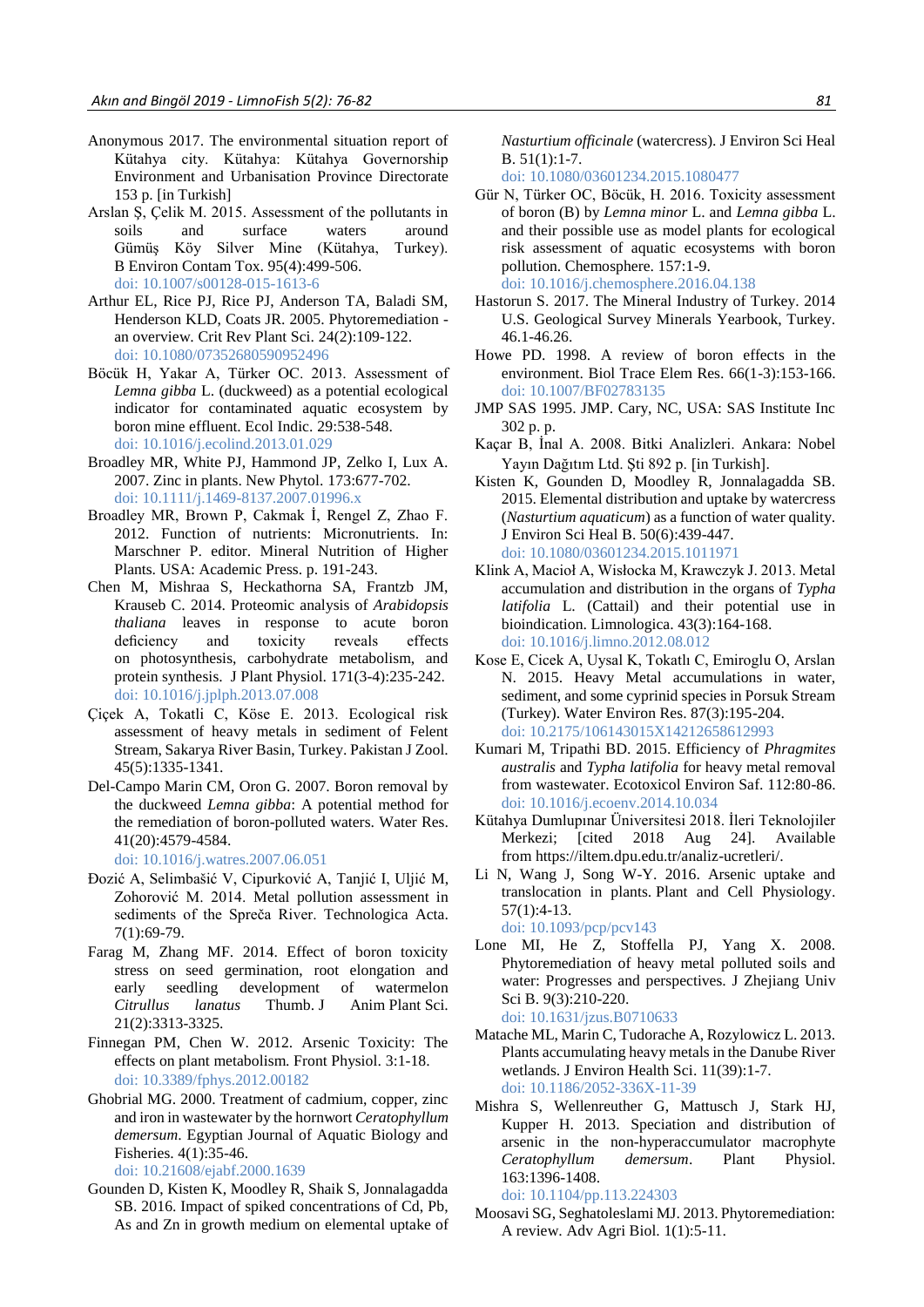Anonymous 2017. The environmental situation report of Kütahya city. Kütahya: Kütahya Governorship Environment and Urbanisation Province Directorate 153 p. [in Turkish]

Arslan Ş, Çelik M. 2015. Assessment of the pollutants in soils and surface waters around Gümüş Köy Silver Mine (Kütahya, Turkey). B Environ Contam Tox. 95(4):499-506. doi: 10.1007/s00128-015-1613-6

Arthur EL, Rice PJ, Rice PJ, Anderson TA, Baladi SM, Henderson KLD, Coats JR. 2005. Phytoremediation - an overview. Crit Rev Plant Sci. 24(2):109-122. doi: 10.1080/07352680590952496

Böcük H, Yakar A, Türker OC. 2013. Assessment of *Lemna gibba* L. (duckweed) as a potential ecological indicator for contaminated aquatic ecosystem by boron mine effluent. Ecol Indic. 29:538-548. doi: 10.1016/j.ecolind.2013.01.029

Broadley MR, White PJ, Hammond JP, Zelko I, Lux A. 2007. Zinc in plants. New Phytol. 173:677-702. doi: 10.1111/j.1469-8137.2007.01996.x

Broadley MR, Brown P, Cakmak İ, Rengel Z, Zhao F. 2012. Function of nutrients: Micronutrients. In: Marschner P. editor. Mineral Nutrition of Higher Plants. USA: Academic Press. p. 191-243.

Chen M, Mishraa S, Heckathorna SA, Frantzb JM, Krauseb C. 2014. Proteomic analysis of *Arabidopsis thaliana* leaves in response to acute boron deficiency and toxicity reveals effects on photosynthesis, carbohydrate metabolism, and protein synthesis. J Plant Physiol. 171(3-4):235-242. doi: 10.1016/j.jplph.2013.07.008

Çiçek A, Tokatli C, Köse E. 2013. Ecological risk assessment of heavy metals in sediment of Felent Stream, Sakarya River Basin, Turkey. Pakistan J Zool. 45(5):1335-1341.

Del-Campo Marin CM, Oron G. 2007. Boron removal by the duckweed *Lemna gibba*: A potential method for the remediation of boron-polluted waters. Water Res. 41(20):4579-4584. doi: 10.1016/j.watres.2007.06.051

Đozić A, Selimbašić V, Cipurković A, Tanjić I, Uljić M, Zohorović M. 2014. Metal pollution assessment in sediments of the Spreča River. Technologica Acta. 7(1):69-79.

Farag M, Zhang MF. 2014. Effect of boron toxicity stress on seed germination, root elongation and early seedling development of watermelon *Citrullus lanatus* Thumb. J Anim Plant Sci. 21(2):3313-3325.

Finnegan PM, Chen W. 2012. Arsenic Toxicity: The effects on plant metabolism. Front Physiol. 3:1-18. doi: 10.3389/fphys.2012.00182

Ghobrial MG. 2000. Treatment of cadmium, copper, zinc and iron in wastewater by the hornwort *Ceratophyllum demersum*. Egyptian Journal of Aquatic Biology and Fisheries. 4(1):35-46. doi: 10.21608/ejabf.2000.1639

Gounden D, Kisten K, Moodley R, Shaik S, Jonnalagadda SB. 2016. Impact of spiked concentrations of Cd, Pb, As and Zn in growth medium on elemental uptake of *Nasturtium officinale* (watercress). J Environ Sci Heal B. 51(1):1-7. doi: 10.1080/03601234.2015.1080477

Gür N, Türker OC, Böcük, H. 2016. Toxicity assessment of boron (B) by *Lemna minor* L. and *Lemna gibba* L. and their possible use as model plants for ecological risk assessment of aquatic ecosystems with boron pollution. Chemosphere. 157:1-9. doi: 10.1016/j.chemosphere.2016.04.138

Hastorun S. 2017. The Mineral Industry of Turkey. 2014 U.S. Geological Survey Minerals Yearbook, Turkey. 46.1-46.26.

Howe PD. 1998. A review of boron effects in the environment. Biol Trace Elem Res. 66(1-3):153-166. doi: 10.1007/BF02783135

JMP SAS 1995. JMP. Cary, NC, USA: SAS Institute Inc 302 p. p.

Kaçar B, İnal A. 2008. Bitki Analizleri. Ankara: Nobel Yayın Dağıtım Ltd. Şti 892 p. [in Turkish].

Kisten K, Gounden D, Moodley R, Jonnalagadda SB. 2015. Elemental distribution and uptake by watercress (*Nasturtium aquaticum*) as a function of water quality. J Environ Sci Heal B. 50(6):439-447. doi: 10.1080/03601234.2015.1011971

Klink A, Macioł A, Wisłocka M, Krawczyk J. 2013. Metal accumulation and distribution in the organs of *Typha latifolia* L. (Cattail) and their potential use in bioindication. Limnologica. 43(3):164-168. doi: 10.1016/j.limno.2012.08.012

Kose E, Cicek A, Uysal K, Tokatlı C, Emiroglu O, Arslan N. 2015. Heavy Metal accumulations in water, sediment, and some cyprinid species in Porsuk Stream (Turkey). Water Environ Res. 87(3):195-204. doi: 10.2175/106143015X14212658612993

Kumari M, Tripathi BD. 2015. Efficiency of *Phragmites australis* and *Typha latifolia* for heavy metal removal from wastewater. Ecotoxicol Environ Saf. 112:80-86. doi: 10.1016/j.ecoenv.2014.10.034

Kütahya Dumlupınar Üniversitesi 2018. İleri Teknolojiler Merkezi; [cited 2018 Aug 24]. Available from https://iltem.dpu.edu.tr/analiz-ucretleri/.

Li N, Wang J, Song W-Y. 2016. Arsenic uptake and translocation in plants. Plant and Cell Physiology. 57(1):4-13. doi: 10.1093/pcp/pcv143

Lone MI, He Z, Stoffella PJ, Yang X. 2008. Phytoremediation of heavy metal polluted soils and water: Progresses and perspectives. J Zhejiang Univ Sci B. 9(3):210-220. doi: 10.1631/jzus.B0710633

Matache ML, Marin C, Tudorache A, Rozylowicz L. 2013. Plants accumulating heavy metals in the Danube River wetlands. J Environ Health Sci. 11(39):1-7. doi: 10.1186/2052-336X-11-39

Mishra S, Wellenreuther G, Mattusch J, Stark HJ, Kupper H. 2013. Speciation and distribution of arsenic in the non-hyperaccumulator macrophyte *Ceratophyllum demersum*. Plant Physiol. 163:1396-1408. doi: 10.1104/pp.113.224303

Moosavi SG, Seghatoleslami MJ. 2013. Phytoremediation: A review. Adv Agri Biol. 1(1):5-11.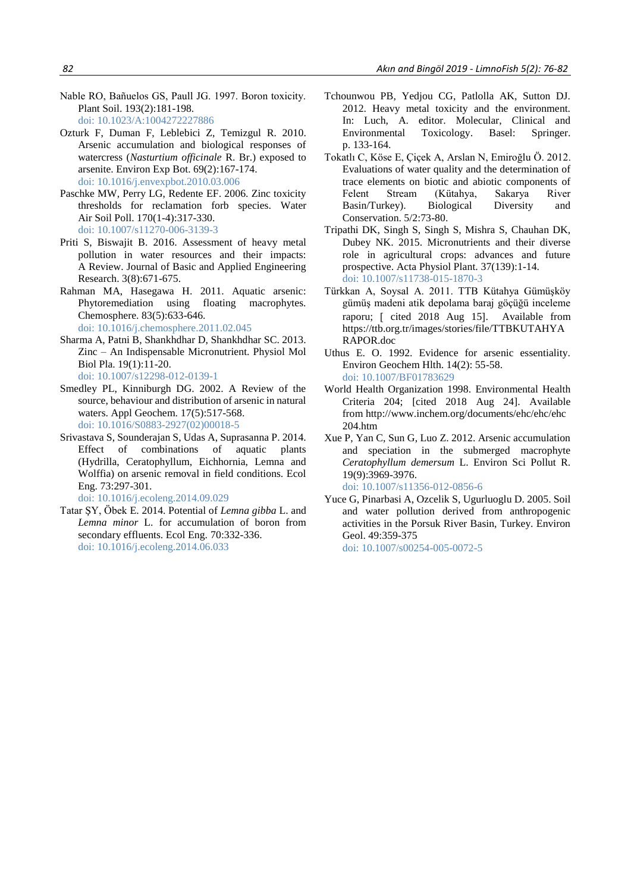Nable RO, Bañuelos GS, Paull JG. 1997. Boron toxicity. Plant Soil. 193(2):181-198. doi: 10.1023/A:1004272227886

Ozturk F, Duman F, Leblebici Z, Temizgul R. 2010. Arsenic accumulation and biological responses of watercress (*Nasturtium officinale* R. Br.) exposed to arsenite. Environ Exp Bot. 69(2):167-174. doi: 10.1016/j.envexpbot.2010.03.006

Paschke MW, Perry LG, Redente EF. 2006. Zinc toxicity thresholds for reclamation forb species. Water Air Soil Poll. 170(1-4):317-330. doi: 10.1007/s11270-006-3139-3

Priti S, Biswajit B. 2016. Assessment of heavy metal pollution in water resources and their impacts: A Review. Journal of Basic and Applied Engineering Research. 3(8):671-675.

Rahman MA, Hasegawa H. 2011. Aquatic arsenic: Phytoremediation using floating macrophytes. Chemosphere. 83(5):633-646. doi: 10.1016/j.chemosphere.2011.02.045

Sharma A, Patni B, Shankhdhar D, Shankhdhar SC. 2013. Zinc – An Indispensable Micronutrient. Physiol Mol Biol Pla. 19(1):11-20. doi: 10.1007/s12298-012-0139-1

Smedley PL, Kinniburgh DG. 2002. A Review of the source, behaviour and distribution of arsenic in natural waters. Appl Geochem. 17(5):517-568. doi: 10.1016/S0883-2927(02)00018-5

Srivastava S, Sounderajan S, Udas A, Suprasanna P. 2014. Effect of combinations of aquatic plants (Hydrilla, Ceratophyllum, Eichhornia, Lemna and Wolffia) on arsenic removal in field conditions. Ecol Eng. 73:297-301. doi: 10.1016/j.ecoleng.2014.09.029

Tatar ŞY, Öbek E. 2014. Potential of *Lemna gibba* L. and *Lemna minor* L. for accumulation of boron from secondary effluents. Ecol Eng. 70:332-336. doi: 10.1016/j.ecoleng.2014.06.033

Tchounwou PB, Yedjou CG, Patlolla AK, Sutton DJ. 2012. Heavy metal toxicity and the environment. In: Luch, A. editor. Molecular, Clinical and Environmental Toxicology. Basel: Springer. p. 133-164.

Tokatlı C, Köse E, Çiçek A, Arslan N, Emiroğlu Ö. 2012. Evaluations of water quality and the determination of trace elements on biotic and abiotic components of Felent Stream (Kütahya, Sakarya River Basin/Turkey). Biological Diversity and Conservation. 5/2:73-80.

Tripathi DK, Singh S, Singh S, Mishra S, Chauhan DK, Dubey NK. 2015. Micronutrients and their diverse role in agricultural crops: advances and future prospective. Acta Physiol Plant. 37(139):1-14. doi: 10.1007/s11738-015-1870-3

Türkkan A, Soysal A. 2011. TTB Kütahya Gümüşköy gümüş madeni atik depolama baraj göçüğü inceleme raporu; [ cited 2018 Aug 15]. Available from https://ttb.org.tr/images/stories/file/TTBKUTAHYARAPOR.doc

Uthus E. O. 1992. Evidence for arsenic essentiality. Environ Geochem Hlth. 14(2): 55-58. doi: 10.1007/BF01783629

World Health Organization 1998. Environmental Health Criteria 204; [cited 2018 Aug 24]. Available from http://www.inchem.org/documents/ehc/ehc/ehc204.htm

Xue P, Yan C, Sun G, Luo Z. 2012. Arsenic accumulation and speciation in the submerged macrophyte *Ceratophyllum demersum* L. Environ Sci Pollut R. 19(9):3969-3976. doi: 10.1007/s11356-012-0856-6

Yuce G, Pinarbasi A, Ozcelik S, Ugurluoglu D. 2005. Soil and water pollution derived from anthropogenic activities in the Porsuk River Basin, Turkey. Environ Geol. 49:359-375 doi: 10.1007/s00254-005-0072-5